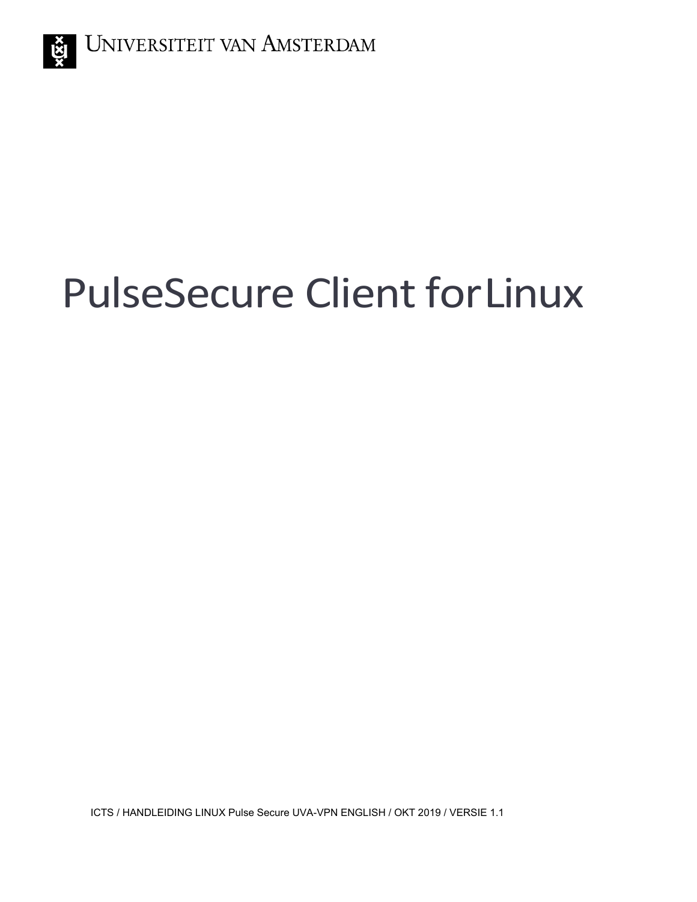UNIVERSITEIT VAN AMSTERDAM

# PulseSecure Client for Linux

ICTS / HANDLEIDING LINUX Pulse Secure UVA-VPN ENGLISH / OKT 2019 / VERSIE 1.1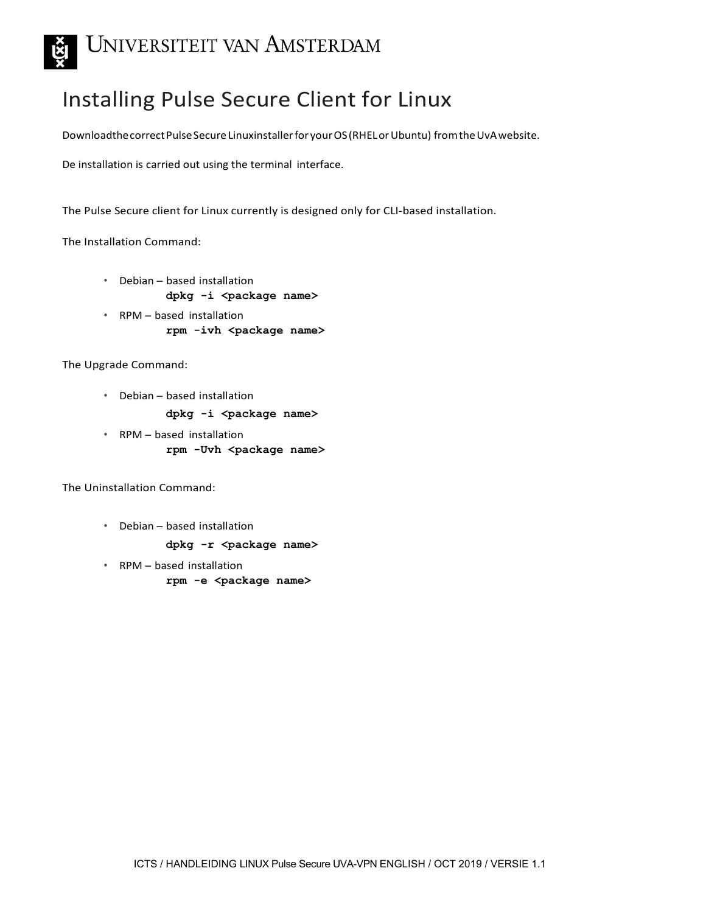UNIVERSITEIT VAN AMSTERDAM

# Installing Pulse Secure Client for Linux

Download the correct Pulse Secure Linux installer for your OS (RHEL or Ubuntu) from the UvA website.

De installation is carried out using the terminal interface.

The Pulse Secure client for Linux currently is designed only for CLI-based installation.

The Installation Command:

- Debian – based installation
  **dpkg -i <package name>**
- RPM – based installation
  **rpm -ivh <package name>**

The Upgrade Command:

- Debian – based installation
  **dpkg -i <package name>**
- RPM – based installation
  **rpm -Uvh <package name>**

The Uninstallation Command:

- Debian – based installation
  **dpkg -r <package name>**
- RPM – based installation
  **rpm -e <package name>**

ICTS / HANDLEIDING LINUX Pulse Secure UVA-VPN ENGLISH / OCT 2019 / VERSIE 1.1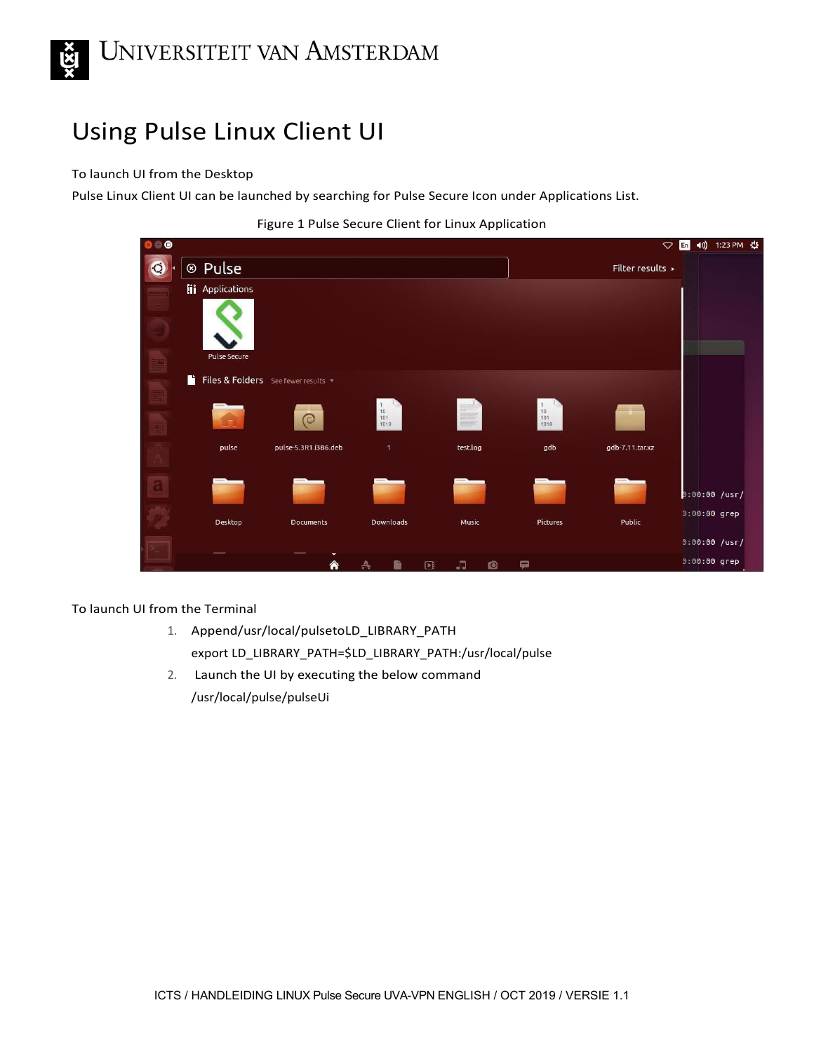# Using Pulse Linux Client UI

To launch UI from the Desktop

Pulse Linux Client UI can be launched by searching for Pulse Secure Icon under Applications List.

Figure 1 Pulse Secure Client for Linux Application

To launch UI from the Terminal

1. Append/usr/local/pulsetoLD_LIBRARY_PATH

   export LD_LIBRARY_PATH=$LD_LIBRARY_PATH:/usr/local/pulse

2. Launch the UI by executing the below command

   /usr/local/pulse/pulseUi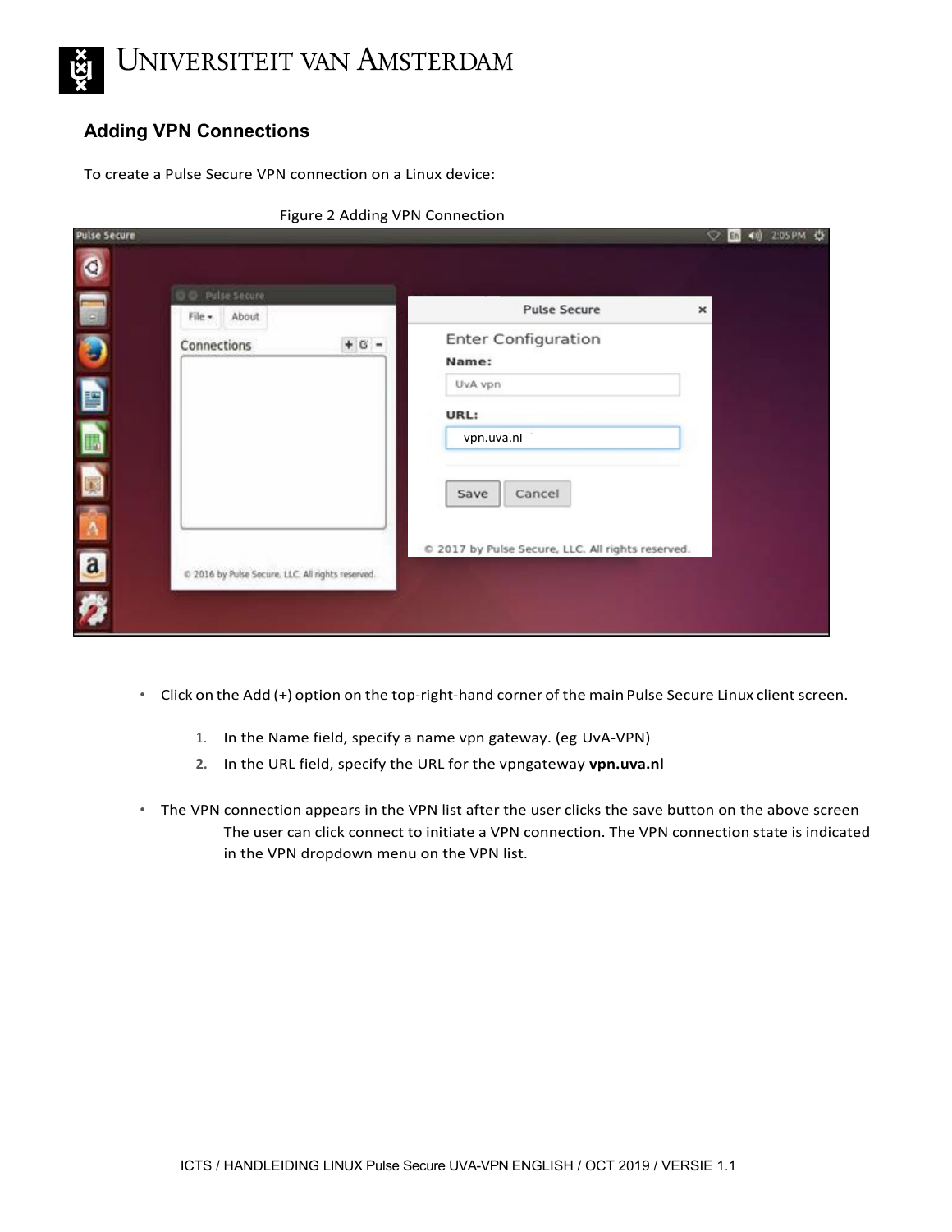## Adding VPN Connections

To create a Pulse Secure VPN connection on a Linux device:

Figure 2 Adding VPN Connection

- Click on the Add (+) option on the top-right-hand corner of the main Pulse Secure Linux client screen.

  1. In the Name field, specify a name vpn gateway. (eg UvA-VPN)
  2. In the URL field, specify the URL for the vpngateway **vpn.uva.nl**

- The VPN connection appears in the VPN list after the user clicks the save button on the above screen The user can click connect to initiate a VPN connection. The VPN connection state is indicated in the VPN dropdown menu on the VPN list.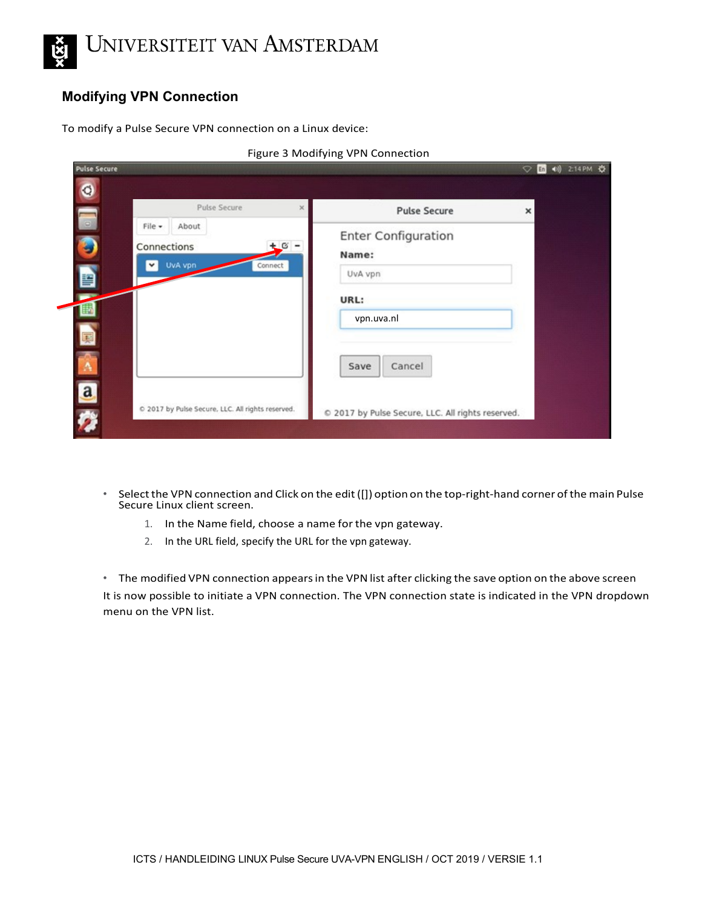## Modifying VPN Connection

To modify a Pulse Secure VPN connection on a Linux device:

Figure 3 Modifying VPN Connection

- Select the VPN connection and Click on the edit ([]) option on the top-right-hand corner of the main Pulse Secure Linux client screen.
    1. In the Name field, choose a name for the vpn gateway.
    2. In the URL field, specify the URL for the vpn gateway.

- The modified VPN connection appears in the VPN list after clicking the save option on the above screen

It is now possible to initiate a VPN connection. The VPN connection state is indicated in the VPN dropdown menu on the VPN list.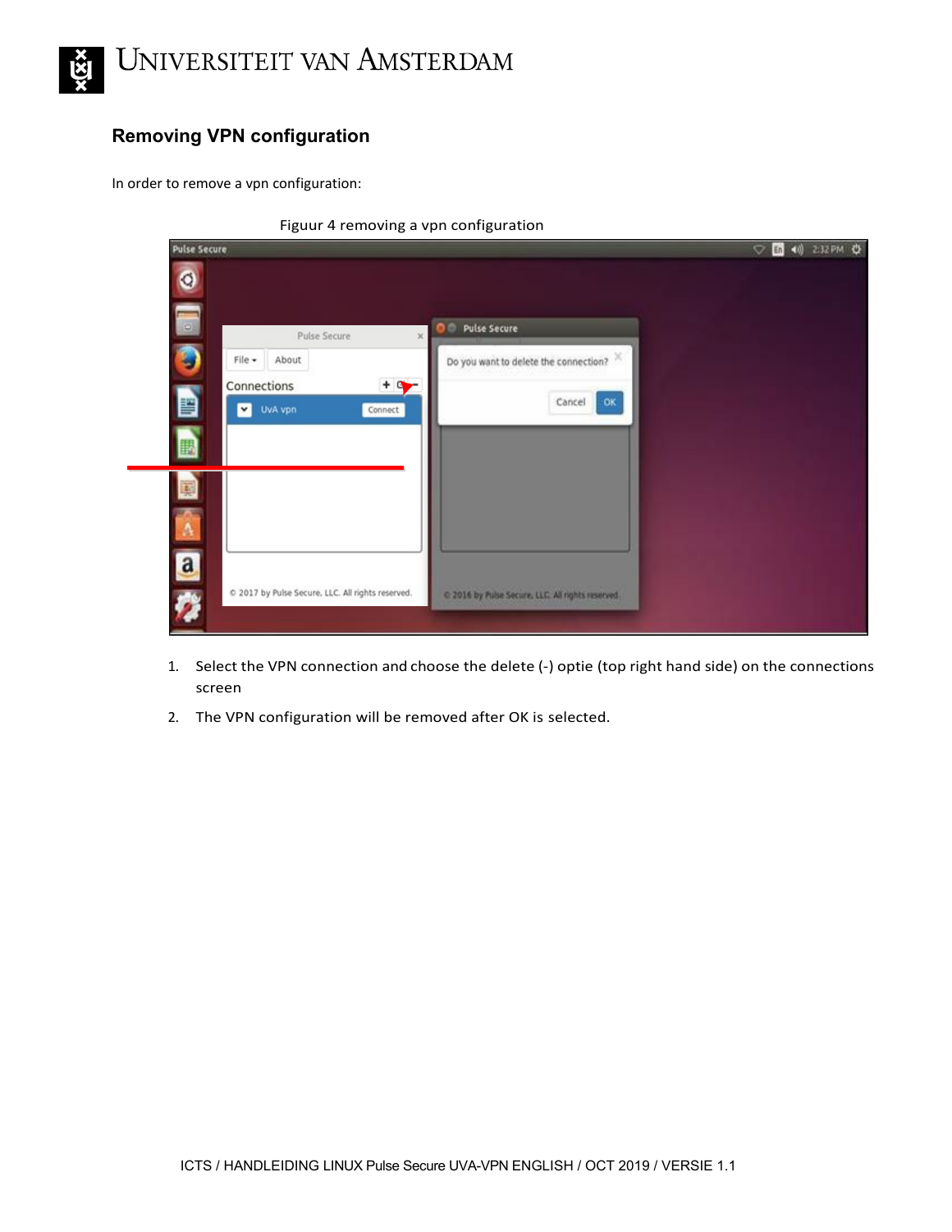## Removing VPN configuration

In order to remove a vpn configuration:

Figuur 4 removing a vpn configuration

1. Select the VPN connection and choose the delete (-) optie (top right hand side) on the connections screen
2. The VPN configuration will be removed after OK is selected.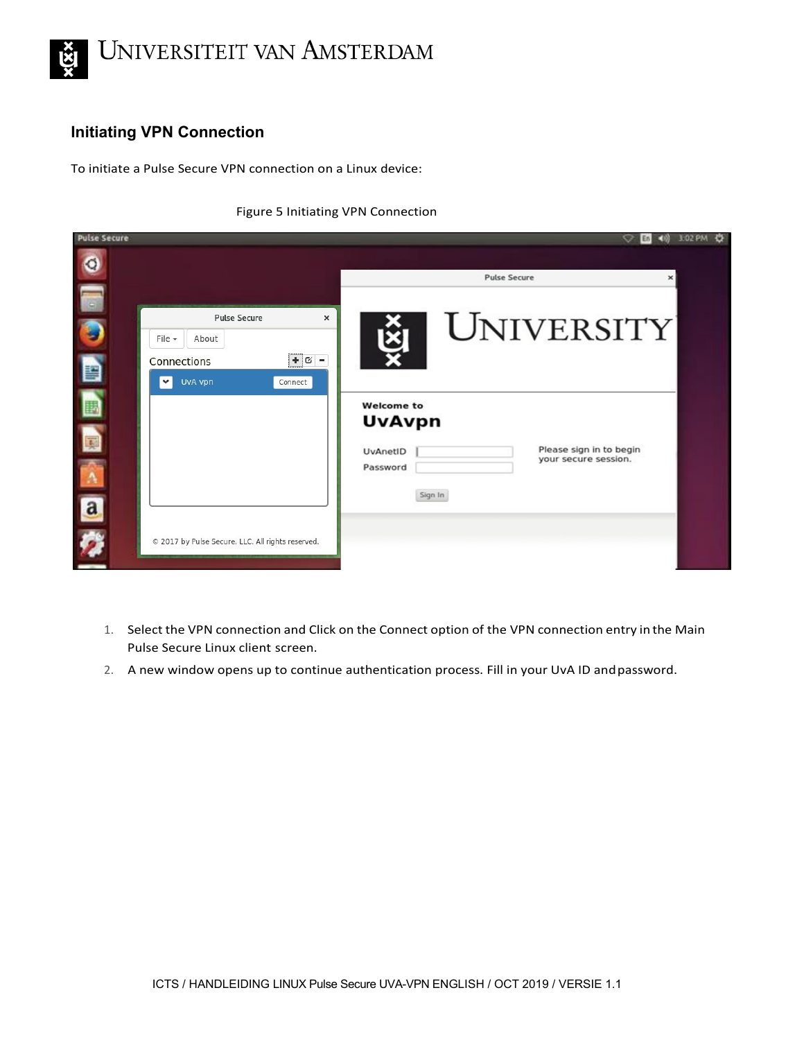## Initiating VPN Connection

To initiate a Pulse Secure VPN connection on a Linux device:

Figure 5 Initiating VPN Connection

1. Select the VPN connection and Click on the Connect option of the VPN connection entry in the Main Pulse Secure Linux client screen.
2. A new window opens up to continue authentication process. Fill in your UvA ID and password.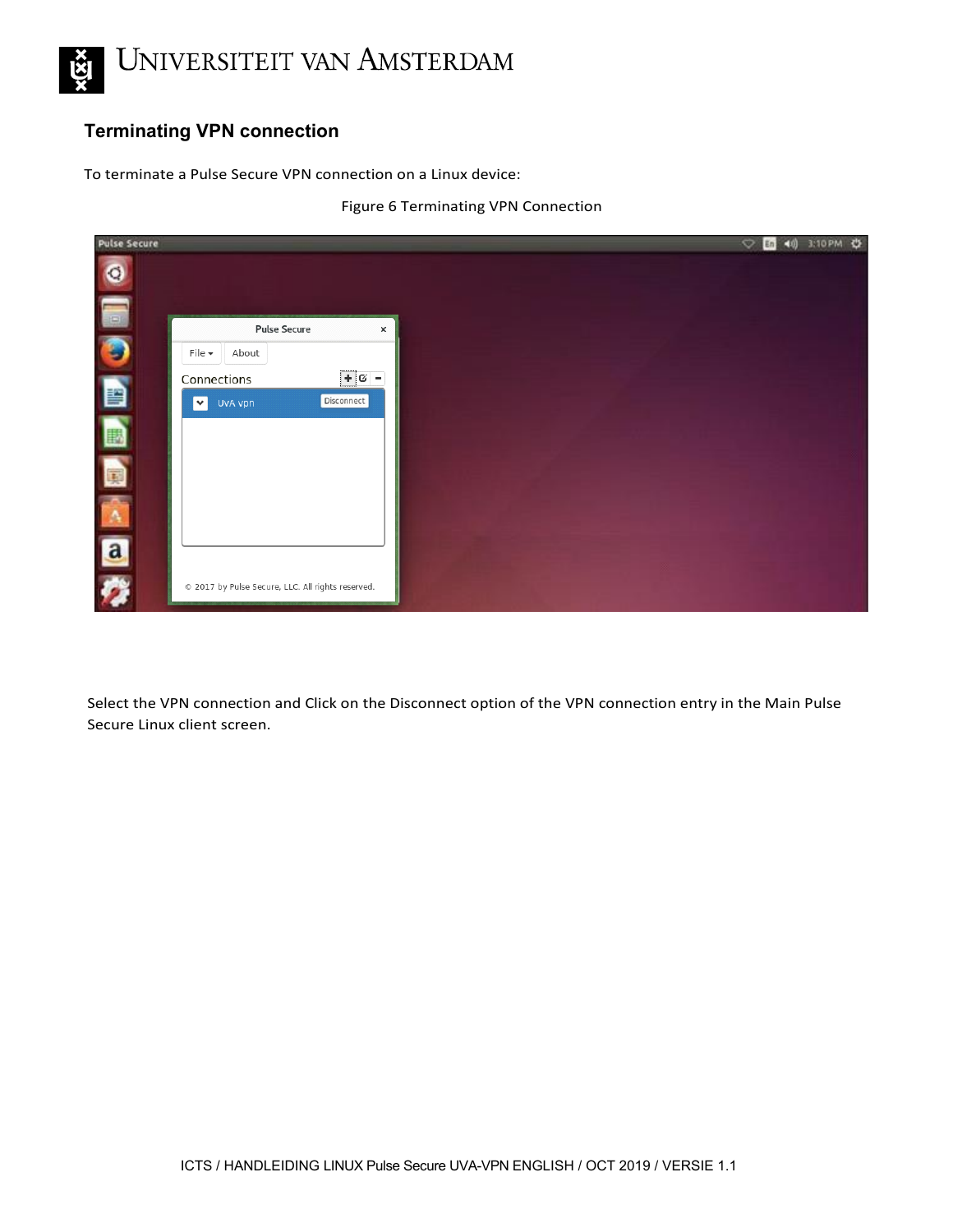## Terminating VPN connection

To terminate a Pulse Secure VPN connection on a Linux device:

Figure 6 Terminating VPN Connection

Select the VPN connection and Click on the Disconnect option of the VPN connection entry in the Main Pulse Secure Linux client screen.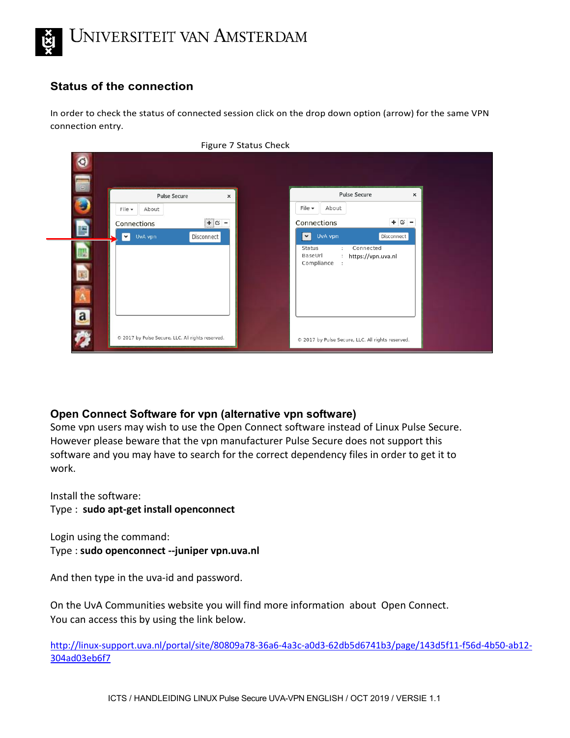### Status of the connection

In order to check the status of connected session click on the drop down option (arrow) for the same VPN connection entry.

Figure 7 Status Check

### Open Connect Software for vpn (alternative vpn software)

Some vpn users may wish to use the Open Connect software instead of Linux Pulse Secure. However please beware that the vpn manufacturer Pulse Secure does not support this software and you may have to search for the correct dependency files in order to get it to work.

Install the software:
Type : **sudo apt-get install openconnect**

Login using the command:
Type : **sudo openconnect --juniper vpn.uva.nl**

And then type in the uva-id and password.

On the UvA Communities website you will find more information about Open Connect.
You can access this by using the link below.

http://linux-support.uva.nl/portal/site/80809a78-36a6-4a3c-a0d3-62db5d6741b3/page/143d5f11-f56d-4b50-ab12-304ad03eb6f7